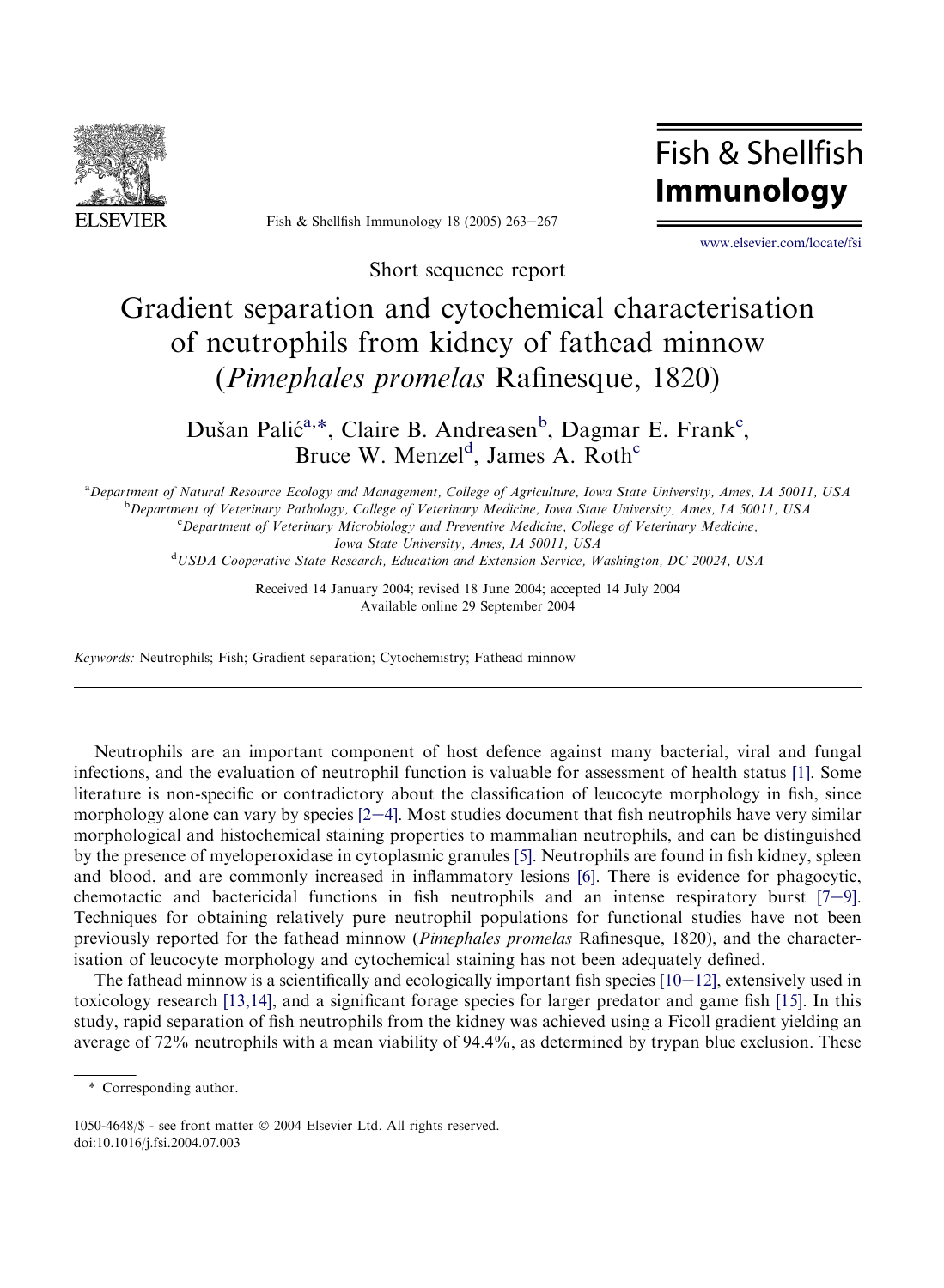Short sequence report

# Gradient separation and cytochemical characterisation of neutrophils from kidney of fathead minnow (*Pimephales promelas* Rafinesque, 1820)

Dušan Palić[a,*], Claire B. Andreasen[b], Dagmar E. Frank[c], Bruce W. Menzel[d], James A. Roth[c]

[a]Department of Natural Resource Ecology and Management, College of Agriculture, Iowa State University, Ames, IA 50011, USA
[b]Department of Veterinary Pathology, College of Veterinary Medicine, Iowa State University, Ames, IA 50011, USA
[c]Department of Veterinary Microbiology and Preventive Medicine, College of Veterinary Medicine, Iowa State University, Ames, IA 50011, USA
[d]USDA Cooperative State Research, Education and Extension Service, Washington, DC 20024, USA

Received 14 January 2004; revised 18 June 2004; accepted 14 July 2004
Available online 29 September 2004

*Keywords:* Neutrophils; Fish; Gradient separation; Cytochemistry; Fathead minnow

Neutrophils are an important component of host defence against many bacterial, viral and fungal infections, and the evaluation of neutrophil function is valuable for assessment of health status [1]. Some literature is non-specific or contradictory about the classification of leucocyte morphology in fish, since morphology alone can vary by species [2–4]. Most studies document that fish neutrophils have very similar morphological and histochemical staining properties to mammalian neutrophils, and can be distinguished by the presence of myeloperoxidase in cytoplasmic granules [5]. Neutrophils are found in fish kidney, spleen and blood, and are commonly increased in inflammatory lesions [6]. There is evidence for phagocytic, chemotactic and bactericidal functions in fish neutrophils and an intense respiratory burst [7–9]. Techniques for obtaining relatively pure neutrophil populations for functional studies have not been previously reported for the fathead minnow (*Pimephales promelas* Rafinesque, 1820), and the characterisation of leucocyte morphology and cytochemical staining has not been adequately defined.

The fathead minnow is a scientifically and ecologically important fish species [10–12], extensively used in toxicology research [13,14], and a significant forage species for larger predator and game fish [15]. In this study, rapid separation of fish neutrophils from the kidney was achieved using a Ficoll gradient yielding an average of 72% neutrophils with a mean viability of 94.4%, as determined by trypan blue exclusion. These

\* Corresponding author.

1050-4648/$ - see front matter © 2004 Elsevier Ltd. All rights reserved.
doi:10.1016/j.fsi.2004.07.003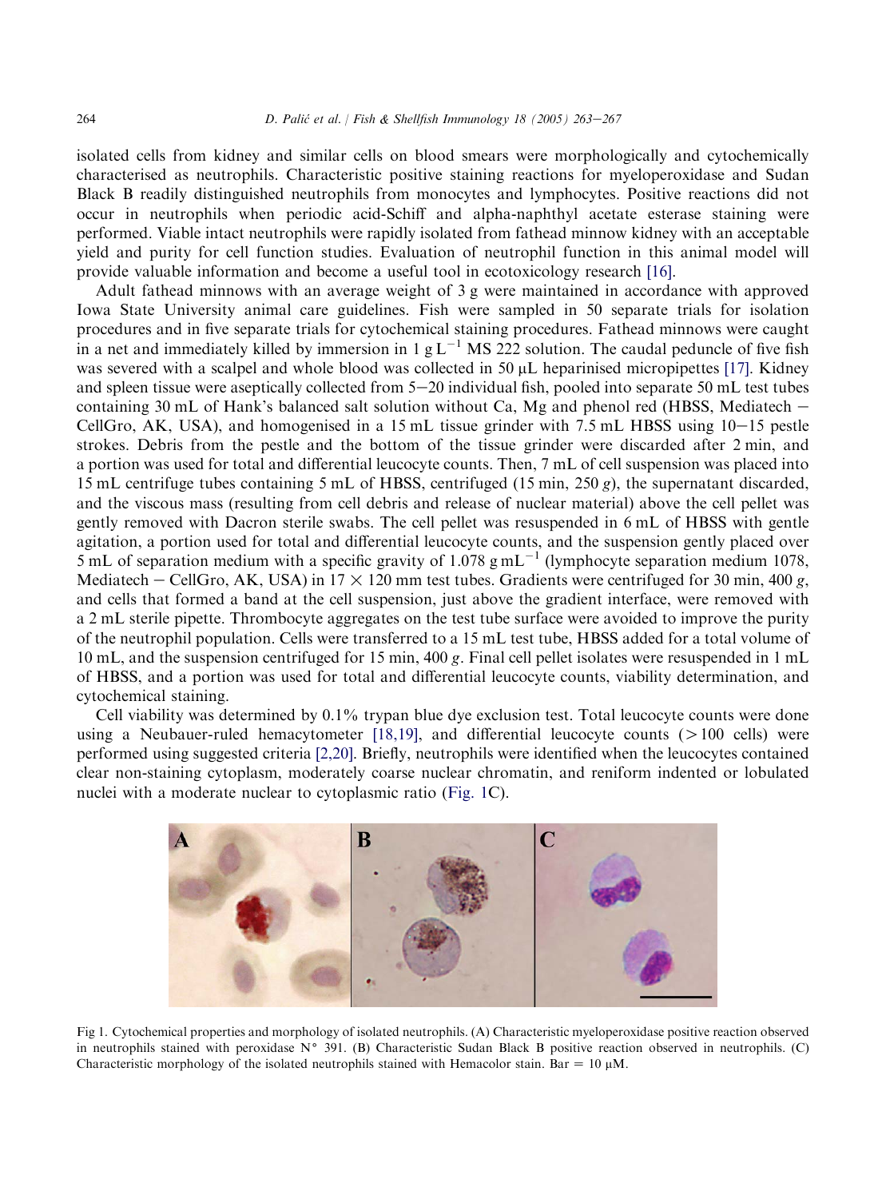isolated cells from kidney and similar cells on blood smears were morphologically and cytochemically characterised as neutrophils. Characteristic positive staining reactions for myeloperoxidase and Sudan Black B readily distinguished neutrophils from monocytes and lymphocytes. Positive reactions did not occur in neutrophils when periodic acid-Schiff and alpha-naphthyl acetate esterase staining were performed. Viable intact neutrophils were rapidly isolated from fathead minnow kidney with an acceptable yield and purity for cell function studies. Evaluation of neutrophil function in this animal model will provide valuable information and become a useful tool in ecotoxicology research [16].

Adult fathead minnows with an average weight of 3 g were maintained in accordance with approved Iowa State University animal care guidelines. Fish were sampled in 50 separate trials for isolation procedures and in five separate trials for cytochemical staining procedures. Fathead minnows were caught in a net and immediately killed by immersion in 1 g $L^{-1}$ MS 222 solution. The caudal peduncle of five fish was severed with a scalpel and whole blood was collected in 50 μL heparinised micropipettes [17]. Kidney and spleen tissue were aseptically collected from 5–20 individual fish, pooled into separate 50 mL test tubes containing 30 mL of Hank's balanced salt solution without Ca, Mg and phenol red (HBSS, Mediatech – CellGro, AK, USA), and homogenised in a 15 mL tissue grinder with 7.5 mL HBSS using 10–15 pestle strokes. Debris from the pestle and the bottom of the tissue grinder were discarded after 2 min, and a portion was used for total and differential leucocyte counts. Then, 7 mL of cell suspension was placed into 15 mL centrifuge tubes containing 5 mL of HBSS, centrifuged (15 min, 250 *g*), the supernatant discarded, and the viscous mass (resulting from cell debris and release of nuclear material) above the cell pellet was gently removed with Dacron sterile swabs. The cell pellet was resuspended in 6 mL of HBSS with gentle agitation, a portion used for total and differential leucocyte counts, and the suspension gently placed over 5 mL of separation medium with a specific gravity of 1.078 g $mL^{-1}$ (lymphocyte separation medium 1078, Mediatech – CellGro, AK, USA) in 17 × 120 mm test tubes. Gradients were centrifuged for 30 min, 400 *g*, and cells that formed a band at the cell suspension, just above the gradient interface, were removed with a 2 mL sterile pipette. Thrombocyte aggregates on the test tube surface were avoided to improve the purity of the neutrophil population. Cells were transferred to a 15 mL test tube, HBSS added for a total volume of 10 mL, and the suspension centrifuged for 15 min, 400 *g*. Final cell pellet isolates were resuspended in 1 mL of HBSS, and a portion was used for total and differential leucocyte counts, viability determination, and cytochemical staining.

Cell viability was determined by 0.1% trypan blue dye exclusion test. Total leucocyte counts were done using a Neubauer-ruled hemacytometer [18,19], and differential leucocyte counts (>100 cells) were performed using suggested criteria [2,20]. Briefly, neutrophils were identified when the leucocytes contained clear non-staining cytoplasm, moderately coarse nuclear chromatin, and reniform indented or lobulated nuclei with a moderate nuclear to cytoplasmic ratio (Fig. 1C).

Fig 1. Cytochemical properties and morphology of isolated neutrophils. (A) Characteristic myeloperoxidase positive reaction observed in neutrophils stained with peroxidase N° 391. (B) Characteristic Sudan Black B positive reaction observed in neutrophils. (C) Characteristic morphology of the isolated neutrophils stained with Hemacolor stain. Bar = 10 μM.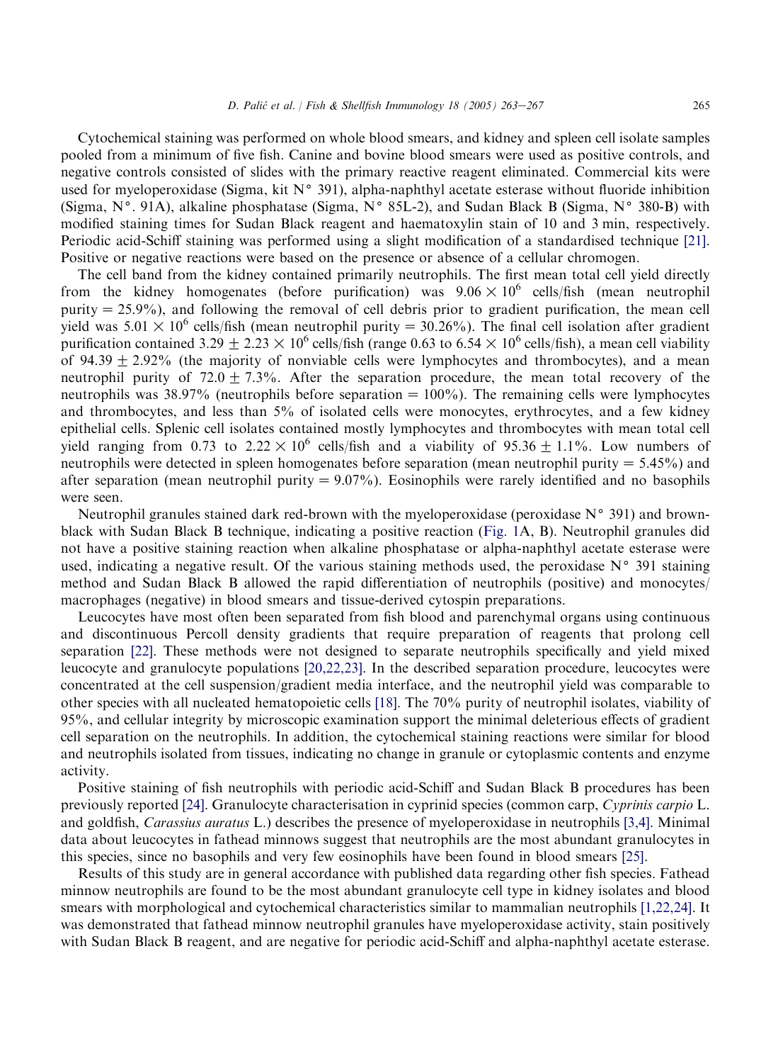Cytochemical staining was performed on whole blood smears, and kidney and spleen cell isolate samples pooled from a minimum of five fish. Canine and bovine blood smears were used as positive controls, and negative controls consisted of slides with the primary reactive reagent eliminated. Commercial kits were used for myeloperoxidase (Sigma, kit N° 391), alpha-naphthyl acetate esterase without fluoride inhibition (Sigma, N°. 91A), alkaline phosphatase (Sigma, N° 85L-2), and Sudan Black B (Sigma, N° 380-B) with modified staining times for Sudan Black reagent and haematoxylin stain of 10 and 3 min, respectively. Periodic acid-Schiff staining was performed using a slight modification of a standardised technique [21]. Positive or negative reactions were based on the presence or absence of a cellular chromogen.

The cell band from the kidney contained primarily neutrophils. The first mean total cell yield directly from the kidney homogenates (before purification) was $9.06 \times 10^6$ cells/fish (mean neutrophil purity = 25.9%), and following the removal of cell debris prior to gradient purification, the mean cell yield was $5.01 \times 10^6$ cells/fish (mean neutrophil purity = 30.26%). The final cell isolation after gradient purification contained $3.29 \pm 2.23 \times 10^6$ cells/fish (range 0.63 to $6.54 \times 10^6$ cells/fish), a mean cell viability of $94.39 \pm 2.92\%$ (the majority of nonviable cells were lymphocytes and thrombocytes), and a mean neutrophil purity of $72.0 \pm 7.3\%$. After the separation procedure, the mean total recovery of the neutrophils was 38.97% (neutrophils before separation = 100%). The remaining cells were lymphocytes and thrombocytes, and less than 5% of isolated cells were monocytes, erythrocytes, and a few kidney epithelial cells. Splenic cell isolates contained mostly lymphocytes and thrombocytes with mean total cell yield ranging from 0.73 to $2.22 \times 10^6$ cells/fish and a viability of $95.36 \pm 1.1\%$. Low numbers of neutrophils were detected in spleen homogenates before separation (mean neutrophil purity = 5.45%) and after separation (mean neutrophil purity = 9.07%). Eosinophils were rarely identified and no basophils were seen.

Neutrophil granules stained dark red-brown with the myeloperoxidase (peroxidase N° 391) and brown-black with Sudan Black B technique, indicating a positive reaction (Fig. 1A, B). Neutrophil granules did not have a positive staining reaction when alkaline phosphatase or alpha-naphthyl acetate esterase were used, indicating a negative result. Of the various staining methods used, the peroxidase N° 391 staining method and Sudan Black B allowed the rapid differentiation of neutrophils (positive) and monocytes/macrophages (negative) in blood smears and tissue-derived cytospin preparations.

Leucocytes have most often been separated from fish blood and parenchymal organs using continuous and discontinuous Percoll density gradients that require preparation of reagents that prolong cell separation [22]. These methods were not designed to separate neutrophils specifically and yield mixed leucocyte and granulocyte populations [20,22,23]. In the described separation procedure, leucocytes were concentrated at the cell suspension/gradient media interface, and the neutrophil yield was comparable to other species with all nucleated hematopoietic cells [18]. The 70% purity of neutrophil isolates, viability of 95%, and cellular integrity by microscopic examination support the minimal deleterious effects of gradient cell separation on the neutrophils. In addition, the cytochemical staining reactions were similar for blood and neutrophils isolated from tissues, indicating no change in granule or cytoplasmic contents and enzyme activity.

Positive staining of fish neutrophils with periodic acid-Schiff and Sudan Black B procedures has been previously reported [24]. Granulocyte characterisation in cyprinid species (common carp, *Cyprinis carpio* L. and goldfish, *Carassius auratus* L.) describes the presence of myeloperoxidase in neutrophils [3,4]. Minimal data about leucocytes in fathead minnows suggest that neutrophils are the most abundant granulocytes in this species, since no basophils and very few eosinophils have been found in blood smears [25].

Results of this study are in general accordance with published data regarding other fish species. Fathead minnow neutrophils are found to be the most abundant granulocyte cell type in kidney isolates and blood smears with morphological and cytochemical characteristics similar to mammalian neutrophils [1,22,24]. It was demonstrated that fathead minnow neutrophil granules have myeloperoxidase activity, stain positively with Sudan Black B reagent, and are negative for periodic acid-Schiff and alpha-naphthyl acetate esterase.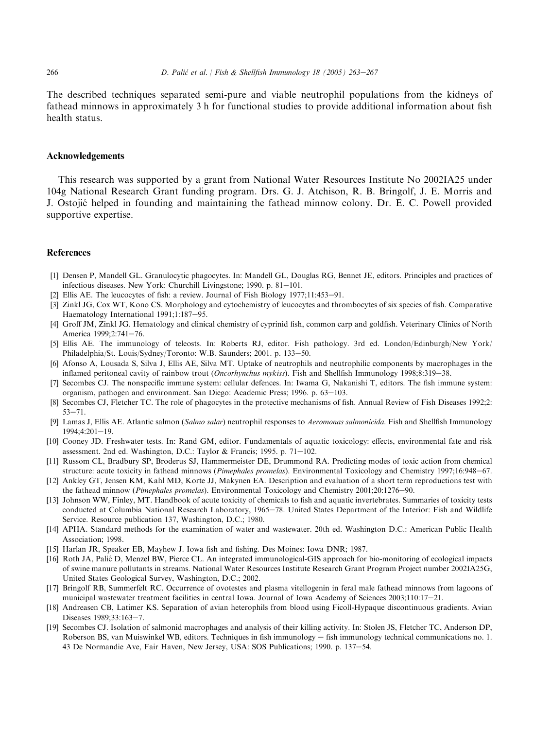The described techniques separated semi-pure and viable neutrophil populations from the kidneys of fathead minnows in approximately 3 h for functional studies to provide additional information about fish health status.

## Acknowledgements

This research was supported by a grant from National Water Resources Institute No 2002IA25 under 104g National Research Grant funding program. Drs. G. J. Atchison, R. B. Bringolf, J. E. Morris and J. Ostojić helped in founding and maintaining the fathead minnow colony. Dr. E. C. Powell provided supportive expertise.

## References

[1] Densen P, Mandell GL. Granulocytic phagocytes. In: Mandell GL, Douglas RG, Bennet JE, editors. Principles and practices of infectious diseases. New York: Churchill Livingstone; 1990. p. 81–101.

[2] Ellis AE. The leucocytes of fish: a review. Journal of Fish Biology 1977;11:453–91.

[3] Zinkl JG, Cox WT, Kono CS. Morphology and cytochemistry of leucocytes and thrombocytes of six species of fish. Comparative Haematology International 1991;1:187–95.

[4] Groff JM, Zinkl JG. Hematology and clinical chemistry of cyprinid fish, common carp and goldfish. Veterinary Clinics of North America 1999;2:741–76.

[5] Ellis AE. The immunology of teleosts. In: Roberts RJ, editor. Fish pathology. 3rd ed. London/Edinburgh/New York/Philadelphia/St. Louis/Sydney/Toronto: W.B. Saunders; 2001. p. 133–50.

[6] Afonso A, Lousada S, Silva J, Ellis AE, Silva MT. Uptake of neutrophils and neutrophilic components by macrophages in the inflamed peritoneal cavity of rainbow trout (*Oncorhynchus mykiss*). Fish and Shellfish Immunology 1998;8:319–38.

[7] Secombes CJ. The nonspecific immune system: cellular defences. In: Iwama G, Nakanishi T, editors. The fish immune system: organism, pathogen and environment. San Diego: Academic Press; 1996. p. 63–103.

[8] Secombes CJ, Fletcher TC. The role of phagocytes in the protective mechanisms of fish. Annual Review of Fish Diseases 1992;2: 53–71.

[9] Lamas J, Ellis AE. Atlantic salmon (*Salmo salar*) neutrophil responses to *Aeromonas salmonicida*. Fish and Shellfish Immunology 1994;4:201–19.

[10] Cooney JD. Freshwater tests. In: Rand GM, editor. Fundamentals of aquatic toxicology: effects, environmental fate and risk assessment. 2nd ed. Washington, D.C.: Taylor & Francis; 1995. p. 71–102.

[11] Russom CL, Bradbury SP, Broderus SJ, Hammermeister DE, Drummond RA. Predicting modes of toxic action from chemical structure: acute toxicity in fathead minnows (*Pimephales promelas*). Environmental Toxicology and Chemistry 1997;16:948–67.

[12] Ankley GT, Jensen KM, Kahl MD, Korte JJ, Makynen EA. Description and evaluation of a short term reproductions test with the fathead minnow (*Pimephales promelas*). Environmental Toxicology and Chemistry 2001;20:1276–90.

[13] Johnson WW, Finley, MT. Handbook of acute toxicity of chemicals to fish and aquatic invertebrates. Summaries of toxicity tests conducted at Columbia National Research Laboratory, 1965–78. United States Department of the Interior: Fish and Wildlife Service. Resource publication 137, Washington, D.C.; 1980.

[14] APHA. Standard methods for the examination of water and wastewater. 20th ed. Washington D.C.: American Public Health Association; 1998.

[15] Harlan JR, Speaker EB, Mayhew J. Iowa fish and fishing. Des Moines: Iowa DNR; 1987.

[16] Roth JA, Palić D, Menzel BW, Pierce CL. An integrated immunological-GIS approach for bio-monitoring of ecological impacts of swine manure pollutants in streams. National Water Resources Institute Research Grant Program Project number 2002IA25G, United States Geological Survey, Washington, D.C.; 2002.

[17] Bringolf RB, Summerfelt RC. Occurrence of ovotestes and plasma vitellogenin in feral male fathead minnows from lagoons of municipal wastewater treatment facilities in central Iowa. Journal of Iowa Academy of Sciences 2003;110:17–21.

[18] Andreasen CB, Latimer KS. Separation of avian heterophils from blood using Ficoll-Hypaque discontinuous gradients. Avian Diseases 1989;33:163–7.

[19] Secombes CJ. Isolation of salmonid macrophages and analysis of their killing activity. In: Stolen JS, Fletcher TC, Anderson DP, Roberson BS, van Muiswinkel WB, editors. Techniques in fish immunology – fish immunology technical communications no. 1. 43 De Normandie Ave, Fair Haven, New Jersey, USA: SOS Publications; 1990. p. 137–54.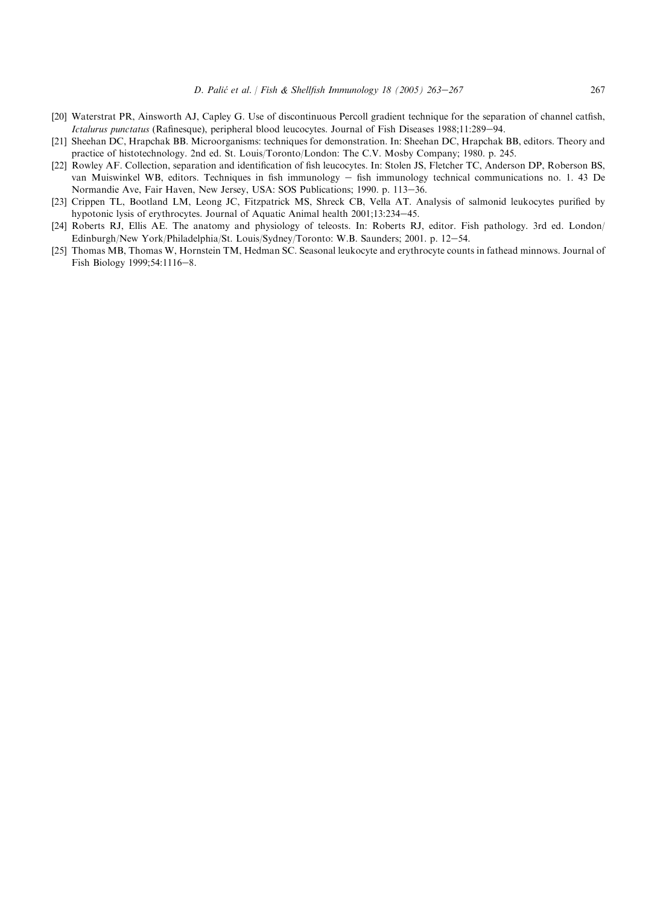[20] Waterstrat PR, Ainsworth AJ, Capley G. Use of discontinuous Percoll gradient technique for the separation of channel catfish, *Ictalurus punctatus* (Rafinesque), peripheral blood leucocytes. Journal of Fish Diseases 1988;11:289–94.

[21] Sheehan DC, Hrapchak BB. Microorganisms: techniques for demonstration. In: Sheehan DC, Hrapchak BB, editors. Theory and practice of histotechnology. 2nd ed. St. Louis/Toronto/London: The C.V. Mosby Company; 1980. p. 245.

[22] Rowley AF. Collection, separation and identification of fish leucocytes. In: Stolen JS, Fletcher TC, Anderson DP, Roberson BS, van Muiswinkel WB, editors. Techniques in fish immunology – fish immunology technical communications no. 1. 43 De Normandie Ave, Fair Haven, New Jersey, USA: SOS Publications; 1990. p. 113–36.

[23] Crippen TL, Bootland LM, Leong JC, Fitzpatrick MS, Shreck CB, Vella AT. Analysis of salmonid leukocytes purified by hypotonic lysis of erythrocytes. Journal of Aquatic Animal health 2001;13:234–45.

[24] Roberts RJ, Ellis AE. The anatomy and physiology of teleosts. In: Roberts RJ, editor. Fish pathology. 3rd ed. London/Edinburgh/New York/Philadelphia/St. Louis/Sydney/Toronto: W.B. Saunders; 2001. p. 12–54.

[25] Thomas MB, Thomas W, Hornstein TM, Hedman SC. Seasonal leukocyte and erythrocyte counts in fathead minnows. Journal of Fish Biology 1999;54:1116–8.